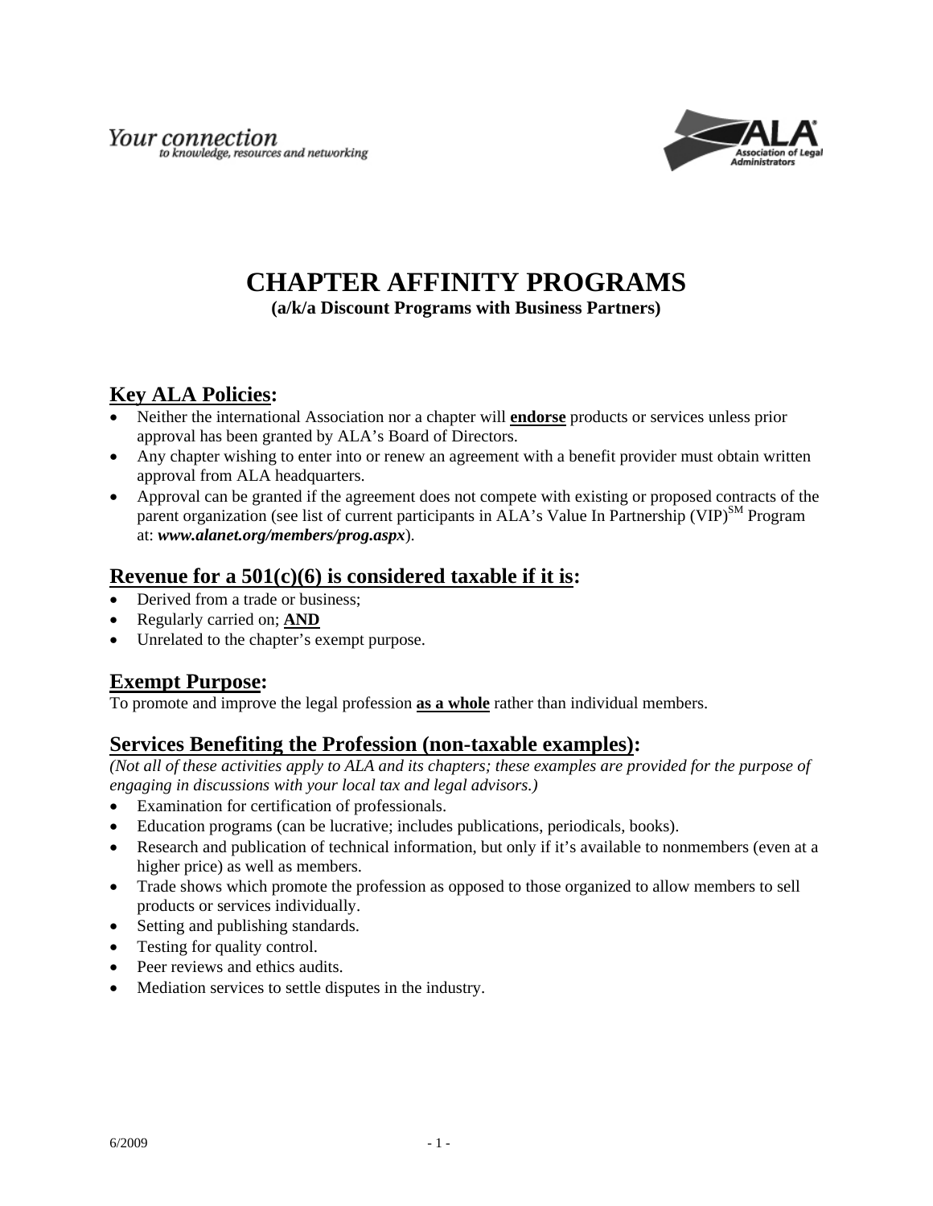Your connection
to knowledge, resources and networking

# CHAPTER AFFINITY PROGRAMS

**(a/k/a Discount Programs with Business Partners)**

## Key ALA Policies:

- Neither the international Association nor a chapter will **endorse** products or services unless prior approval has been granted by ALA's Board of Directors.
- Any chapter wishing to enter into or renew an agreement with a benefit provider must obtain written approval from ALA headquarters.
- Approval can be granted if the agreement does not compete with existing or proposed contracts of the parent organization (see list of current participants in ALA's Value In Partnership (VIP)[SM] Program at: ***www.alanet.org/members/prog.aspx***).

## Revenue for a 501(c)(6) is considered taxable if it is:

- Derived from a trade or business;
- Regularly carried on; **AND**
- Unrelated to the chapter's exempt purpose.

## Exempt Purpose:

To promote and improve the legal profession **as a whole** rather than individual members.

## Services Benefiting the Profession (non-taxable examples):

*(Not all of these activities apply to ALA and its chapters; these examples are provided for the purpose of engaging in discussions with your local tax and legal advisors.)*

- Examination for certification of professionals.
- Education programs (can be lucrative; includes publications, periodicals, books).
- Research and publication of technical information, but only if it's available to nonmembers (even at a higher price) as well as members.
- Trade shows which promote the profession as opposed to those organized to allow members to sell products or services individually.
- Setting and publishing standards.
- Testing for quality control.
- Peer reviews and ethics audits.
- Mediation services to settle disputes in the industry.

6/2009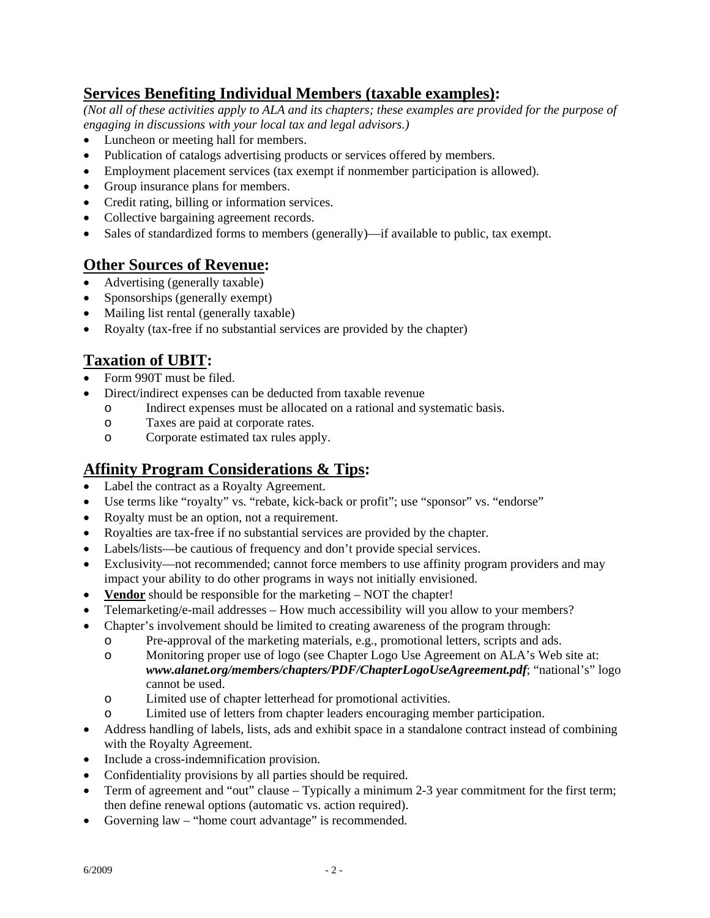## **Services Benefiting Individual Members (taxable examples):**

*(Not all of these activities apply to ALA and its chapters; these examples are provided for the purpose of engaging in discussions with your local tax and legal advisors.)*

- Luncheon or meeting hall for members.
- Publication of catalogs advertising products or services offered by members.
- Employment placement services (tax exempt if nonmember participation is allowed).
- Group insurance plans for members.
- Credit rating, billing or information services.
- Collective bargaining agreement records.
- Sales of standardized forms to members (generally)—if available to public, tax exempt.

## **Other Sources of Revenue:**

- Advertising (generally taxable)
- Sponsorships (generally exempt)
- Mailing list rental (generally taxable)
- Royalty (tax-free if no substantial services are provided by the chapter)

## **Taxation of UBIT:**

- Form 990T must be filed.
- Direct/indirect expenses can be deducted from taxable revenue
  - Indirect expenses must be allocated on a rational and systematic basis.
  - Taxes are paid at corporate rates.
  - Corporate estimated tax rules apply.

## **Affinity Program Considerations & Tips:**

- Label the contract as a Royalty Agreement.
- Use terms like "royalty" vs. "rebate, kick-back or profit"; use "sponsor" vs. "endorse"
- Royalty must be an option, not a requirement.
- Royalties are tax-free if no substantial services are provided by the chapter.
- Labels/lists—be cautious of frequency and don't provide special services.
- Exclusivity—not recommended; cannot force members to use affinity program providers and may impact your ability to do other programs in ways not initially envisioned.
- **Vendor** should be responsible for the marketing – NOT the chapter!
- Telemarketing/e-mail addresses – How much accessibility will you allow to your members?
- Chapter's involvement should be limited to creating awareness of the program through:
  - Pre-approval of the marketing materials, e.g., promotional letters, scripts and ads.
  - Monitoring proper use of logo (see Chapter Logo Use Agreement on ALA's Web site at: ***www.alanet.org/members/chapters/PDF/ChapterLogoUseAgreement.pdf***; "national's" logo cannot be used.
  - Limited use of chapter letterhead for promotional activities.
  - Limited use of letters from chapter leaders encouraging member participation.
- Address handling of labels, lists, ads and exhibit space in a standalone contract instead of combining with the Royalty Agreement.
- Include a cross-indemnification provision.
- Confidentiality provisions by all parties should be required.
- Term of agreement and "out" clause – Typically a minimum 2-3 year commitment for the first term; then define renewal options (automatic vs. action required).
- Governing law – "home court advantage" is recommended.

6/2009